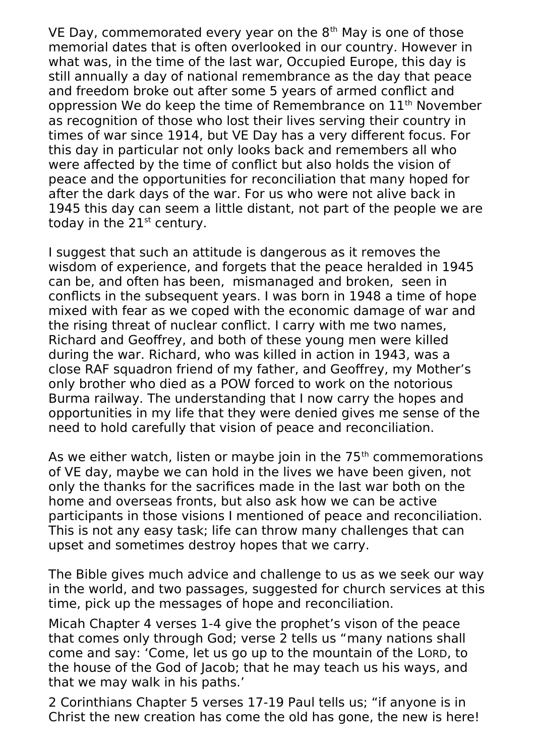VE Day, commemorated every year on the 8th May is one of those memorial dates that is often overlooked in our country. However in what was, in the time of the last war, Occupied Europe, this day is still annually a day of national remembrance as the day that peace and freedom broke out after some 5 years of armed conflict and oppression We do keep the time of Remembrance on 11th November as recognition of those who lost their lives serving their country in times of war since 1914, but VE Day has a very different focus. For this day in particular not only looks back and remembers all who were affected by the time of conflict but also holds the vision of peace and the opportunities for reconciliation that many hoped for after the dark days of the war. For us who were not alive back in 1945 this day can seem a little distant, not part of the people we are today in the 21st century.

I suggest that such an attitude is dangerous as it removes the wisdom of experience, and forgets that the peace heralded in 1945 can be, and often has been, mismanaged and broken, seen in conflicts in the subsequent years. I was born in 1948 a time of hope mixed with fear as we coped with the economic damage of war and the rising threat of nuclear conflict. I carry with me two names, Richard and Geoffrey, and both of these young men were killed during the war. Richard, who was killed in action in 1943, was a close RAF squadron friend of my father, and Geoffrey, my Mother's only brother who died as a POW forced to work on the notorious Burma railway. The understanding that I now carry the hopes and opportunities in my life that they were denied gives me sense of the need to hold carefully that vision of peace and reconciliation.

As we either watch, listen or maybe join in the 75th commemorations of VE day, maybe we can hold in the lives we have been given, not only the thanks for the sacrifices made in the last war both on the home and overseas fronts, but also ask how we can be active participants in those visions I mentioned of peace and reconciliation. This is not any easy task; life can throw many challenges that can upset and sometimes destroy hopes that we carry.

The Bible gives much advice and challenge to us as we seek our way in the world, and two passages, suggested for church services at this time, pick up the messages of hope and reconciliation.

Micah Chapter 4 verses 1-4 give the prophet's vison of the peace that comes only through God; verse 2 tells us "many nations shall come and say: 'Come, let us go up to the mountain of the LORD, to the house of the God of Jacob; that he may teach us his ways, and that we may walk in his paths.'

2 Corinthians Chapter 5 verses 17-19 Paul tells us; "if anyone is in Christ the new creation has come the old has gone, the new is here!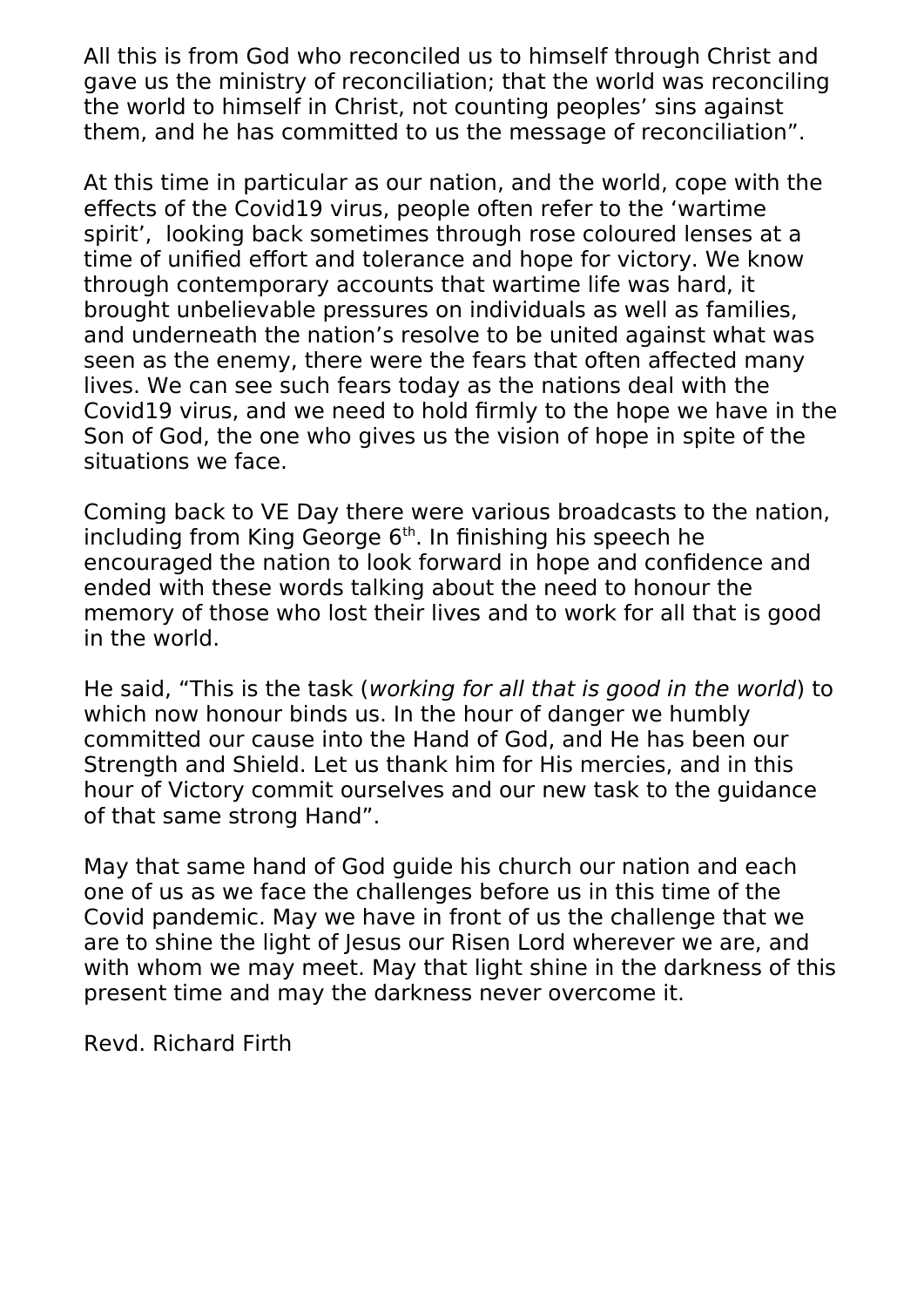All this is from God who reconciled us to himself through Christ and gave us the ministry of reconciliation; that the world was reconciling the world to himself in Christ, not counting peoples' sins against them, and he has committed to us the message of reconciliation".

At this time in particular as our nation, and the world, cope with the effects of the Covid19 virus, people often refer to the 'wartime spirit', looking back sometimes through rose coloured lenses at a time of unified effort and tolerance and hope for victory. We know through contemporary accounts that wartime life was hard, it brought unbelievable pressures on individuals as well as families, and underneath the nation's resolve to be united against what was seen as the enemy, there were the fears that often affected many lives. We can see such fears today as the nations deal with the Covid19 virus, and we need to hold firmly to the hope we have in the Son of God, the one who gives us the vision of hope in spite of the situations we face.

Coming back to VE Day there were various broadcasts to the nation, including from King George 6th. In finishing his speech he encouraged the nation to look forward in hope and confidence and ended with these words talking about the need to honour the memory of those who lost their lives and to work for all that is good in the world.

He said, "This is the task (*working for all that is good in the world*) to which now honour binds us. In the hour of danger we humbly committed our cause into the Hand of God, and He has been our Strength and Shield. Let us thank him for His mercies, and in this hour of Victory commit ourselves and our new task to the guidance of that same strong Hand".

May that same hand of God guide his church our nation and each one of us as we face the challenges before us in this time of the Covid pandemic. May we have in front of us the challenge that we are to shine the light of Jesus our Risen Lord wherever we are, and with whom we may meet. May that light shine in the darkness of this present time and may the darkness never overcome it.

Revd. Richard Firth